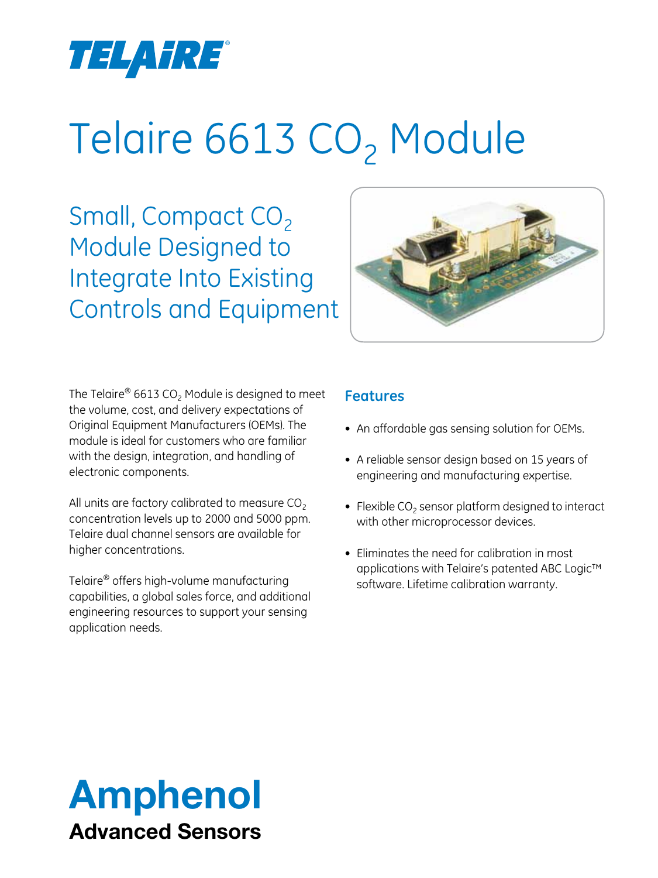TELAIRE®

# Telaire 6613 $CO_2$ Module

## Small, Compact $CO_2$ Module Designed to Integrate Into Existing Controls and Equipment

The Telaire® 6613 $CO_2$ Module is designed to meet the volume, cost, and delivery expectations of Original Equipment Manufacturers (OEMs). The module is ideal for customers who are familiar with the design, integration, and handling of electronic components.

All units are factory calibrated to measure $CO_2$ concentration levels up to 2000 and 5000 ppm. Telaire dual channel sensors are available for higher concentrations.

Telaire® offers high-volume manufacturing capabilities, a global sales force, and additional engineering resources to support your sensing application needs.

### Features

- An affordable gas sensing solution for OEMs.
- A reliable sensor design based on 15 years of engineering and manufacturing expertise.
- Flexible $CO_2$ sensor platform designed to interact with other microprocessor devices.
- Eliminates the need for calibration in most applications with Telaire's patented ABC Logic™ software. Lifetime calibration warranty.

**Amphenol**
**Advanced Sensors**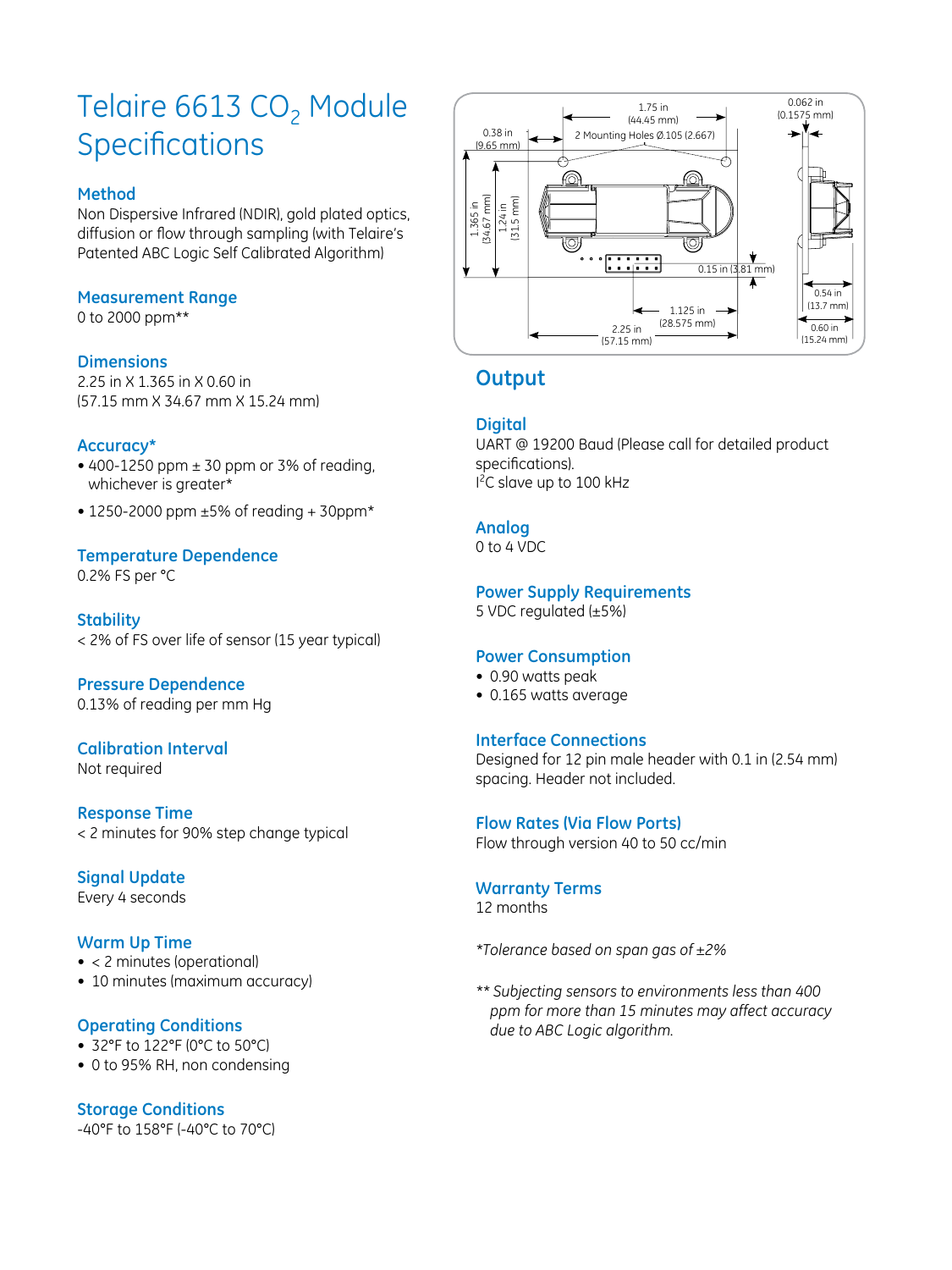# Telaire 6613 $CO_2$ Module Specifications

### Method
Non Dispersive Infrared (NDIR), gold plated optics, diffusion or flow through sampling (with Telaire's Patented ABC Logic Self Calibrated Algorithm)

### Measurement Range
0 to 2000 ppm**

### Dimensions
2.25 in X 1.365 in X 0.60 in
(57.15 mm X 34.67 mm X 15.24 mm)

### Accuracy*
- 400-1250 ppm ± 30 ppm or 3% of reading, whichever is greater*
- 1250-2000 ppm ±5% of reading + 30ppm*

### Temperature Dependence
0.2% FS per °C

### Stability
< 2% of FS over life of sensor (15 year typical)

### Pressure Dependence
0.13% of reading per mm Hg

### Calibration Interval
Not required

### Response Time
< 2 minutes for 90% step change typical

### Signal Update
Every 4 seconds

### Warm Up Time
- < 2 minutes (operational)
- 10 minutes (maximum accuracy)

### Operating Conditions
- 32°F to 122°F (0°C to 50°C)
- 0 to 95% RH, non condensing

### Storage Conditions
-40°F to 158°F (-40°C to 70°C)

## Output

### Digital
UART @ 19200 Baud (Please call for detailed product specifications).
$I^2C$ slave up to 100 kHz

### Analog
0 to 4 VDC

### Power Supply Requirements
5 VDC regulated (±5%)

### Power Consumption
- 0.90 watts peak
- 0.165 watts average

### Interface Connections
Designed for 12 pin male header with 0.1 in (2.54 mm) spacing. Header not included.

### Flow Rates (Via Flow Ports)
Flow through version 40 to 50 cc/min

### Warranty Terms
12 months

*\*Tolerance based on span gas of ±2%*

*\*\* Subjecting sensors to environments less than 400 ppm for more than 15 minutes may affect accuracy due to ABC Logic algorithm.*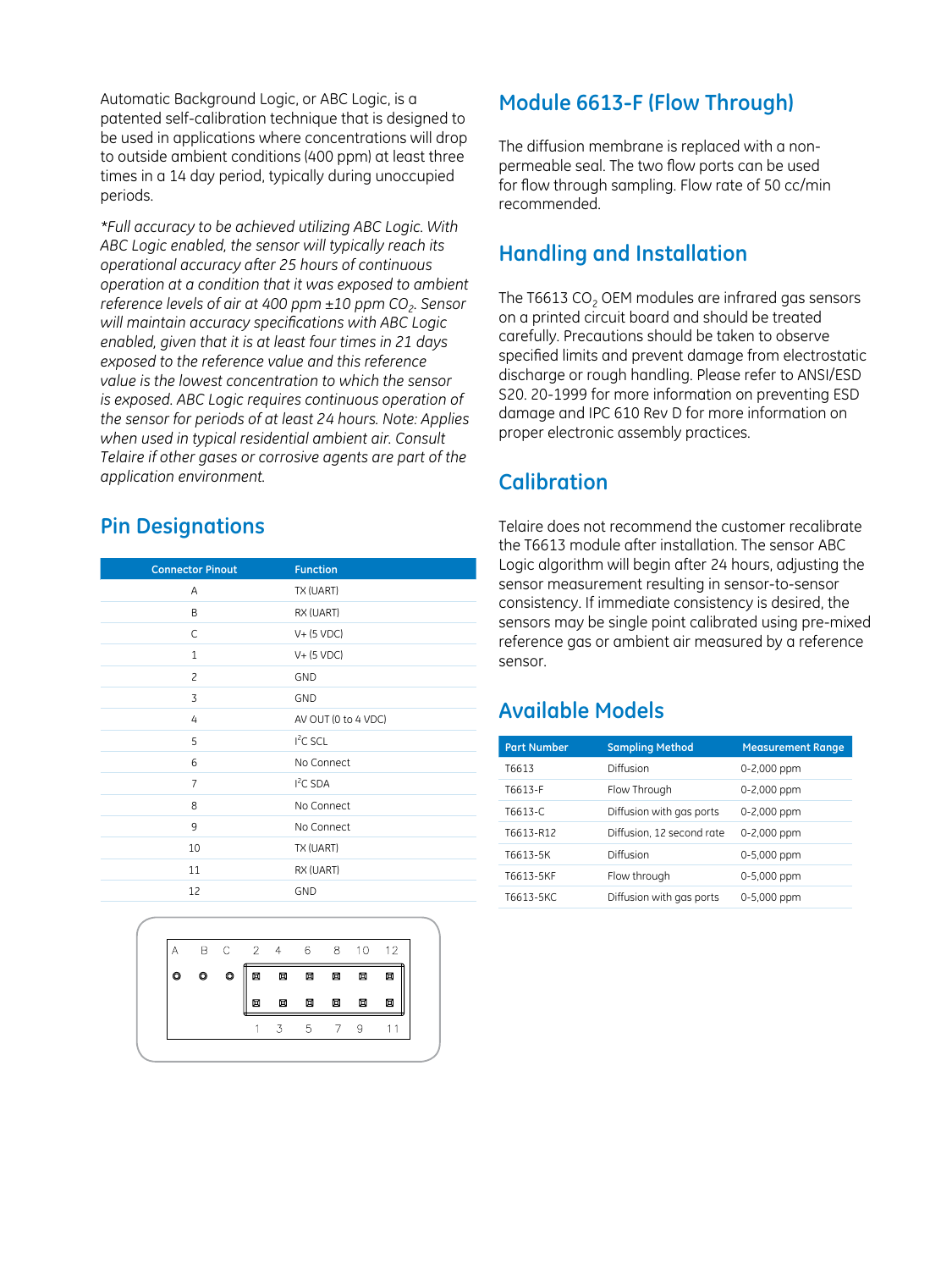Automatic Background Logic, or ABC Logic, is a patented self-calibration technique that is designed to be used in applications where concentrations will drop to outside ambient conditions (400 ppm) at least three times in a 14 day period, typically during unoccupied periods.

*\*Full accuracy to be achieved utilizing ABC Logic. With ABC Logic enabled, the sensor will typically reach its operational accuracy after 25 hours of continuous operation at a condition that it was exposed to ambient reference levels of air at 400 ppm ±10 ppm $CO_2$. Sensor will maintain accuracy specifications with ABC Logic enabled, given that it is at least four times in 21 days exposed to the reference value and this reference value is the lowest concentration to which the sensor is exposed. ABC Logic requires continuous operation of the sensor for periods of at least 24 hours. Note: Applies when used in typical residential ambient air. Consult Telaire if other gases or corrosive agents are part of the application environment.*

## Pin Designations

| Connector Pinout | Function |
|---|---|
| A | TX (UART) |
| B | RX (UART) |
| C | V+ (5 VDC) |
| 1 | V+ (5 VDC) |
| 2 | GND |
| 3 | GND |
| 4 | AV OUT (0 to 4 VDC) |
| 5 | $I^2C$ SCL |
| 6 | No Connect |
| 7 | $I^2C$ SDA |
| 8 | No Connect |
| 9 | No Connect |
| 10 | TX (UART) |
| 11 | RX (UART) |
| 12 | GND |

A B C 2 4 6 8 10 12

1 3 5 7 9 11

## Module 6613-F (Flow Through)

The diffusion membrane is replaced with a non-permeable seal. The two flow ports can be used for flow through sampling. Flow rate of 50 cc/min recommended.

## Handling and Installation

The T6613 $CO_2$ OEM modules are infrared gas sensors on a printed circuit board and should be treated carefully. Precautions should be taken to observe specified limits and prevent damage from electrostatic discharge or rough handling. Please refer to ANSI/ESD S20. 20-1999 for more information on preventing ESD damage and IPC 610 Rev D for more information on proper electronic assembly practices.

## Calibration

Telaire does not recommend the customer recalibrate the T6613 module after installation. The sensor ABC Logic algorithm will begin after 24 hours, adjusting the sensor measurement resulting in sensor-to-sensor consistency. If immediate consistency is desired, the sensors may be single point calibrated using pre-mixed reference gas or ambient air measured by a reference sensor.

## Available Models

| Part Number | Sampling Method | Measurement Range |
|---|---|---|
| T6613 | Diffusion | 0-2,000 ppm |
| T6613-F | Flow Through | 0-2,000 ppm |
| T6613-C | Diffusion with gas ports | 0-2,000 ppm |
| T6613-R12 | Diffusion, 12 second rate | 0-2,000 ppm |
| T6613-5K | Diffusion | 0-5,000 ppm |
| T6613-5KF | Flow through | 0-5,000 ppm |
| T6613-5KC | Diffusion with gas ports | 0-5,000 ppm |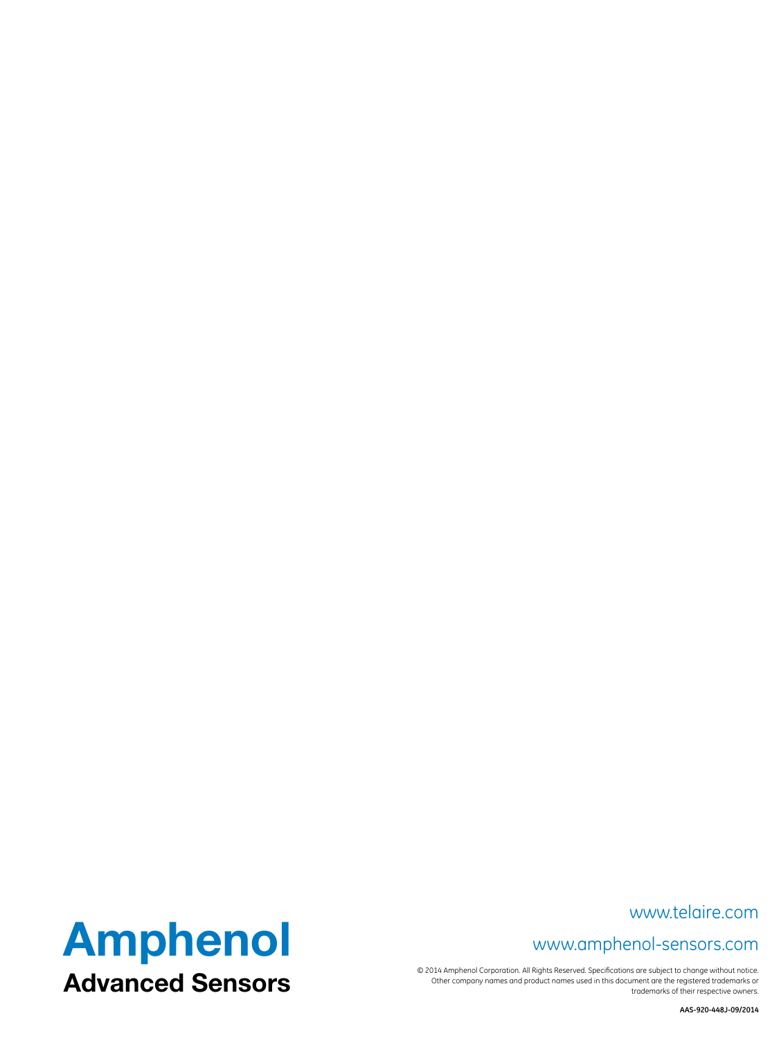Amphenol

Advanced Sensors

www.telaire.com

www.amphenol-sensors.com

© 2014 Amphenol Corporation. All Rights Reserved. Specifications are subject to change without notice. Other company names and product names used in this document are the registered trademarks or trademarks of their respective owners.

AAS-920-448J-09/2014